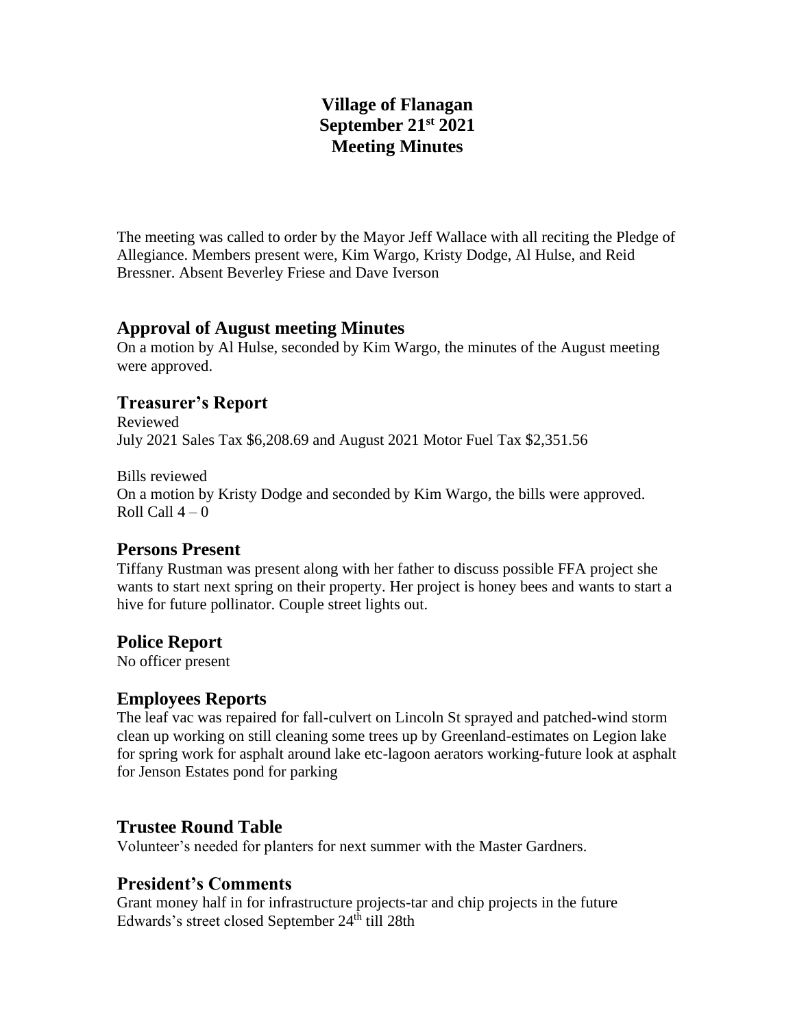# Village of Flanagan
# September 21st 2021
# Meeting Minutes

The meeting was called to order by the Mayor Jeff Wallace with all reciting the Pledge of Allegiance. Members present were, Kim Wargo, Kristy Dodge, Al Hulse, and Reid Bressner. Absent Beverley Friese and Dave Iverson

## Approval of August meeting Minutes

On a motion by Al Hulse, seconded by Kim Wargo, the minutes of the August meeting were approved.

## Treasurer's Report

Reviewed
July 2021 Sales Tax $6,208.69 and August 2021 Motor Fuel Tax $2,351.56

Bills reviewed
On a motion by Kristy Dodge and seconded by Kim Wargo, the bills were approved.
Roll Call 4 – 0

## Persons Present

Tiffany Rustman was present along with her father to discuss possible FFA project she wants to start next spring on their property. Her project is honey bees and wants to start a hive for future pollinator. Couple street lights out.

## Police Report

No officer present

## Employees Reports

The leaf vac was repaired for fall-culvert on Lincoln St sprayed and patched-wind storm clean up working on still cleaning some trees up by Greenland-estimates on Legion lake for spring work for asphalt around lake etc-lagoon aerators working-future look at asphalt for Jenson Estates pond for parking

## Trustee Round Table

Volunteer's needed for planters for next summer with the Master Gardners.

## President's Comments

Grant money half in for infrastructure projects-tar and chip projects in the future
Edwards's street closed September 24th till 28th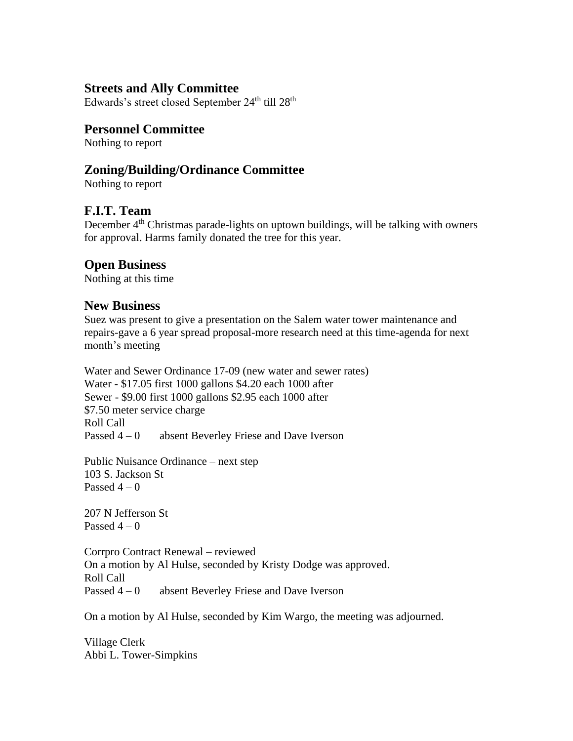## Streets and Ally Committee

Edwards's street closed September 24th till 28th

## Personnel Committee

Nothing to report

## Zoning/Building/Ordinance Committee

Nothing to report

## F.I.T. Team

December 4th Christmas parade-lights on uptown buildings, will be talking with owners for approval. Harms family donated the tree for this year.

## Open Business

Nothing at this time

## New Business

Suez was present to give a presentation on the Salem water tower maintenance and repairs-gave a 6 year spread proposal-more research need at this time-agenda for next month's meeting

Water and Sewer Ordinance 17-09 (new water and sewer rates)
Water - $17.05 first 1000 gallons $4.20 each 1000 after
Sewer - $9.00 first 1000 gallons $2.95 each 1000 after
$7.50 meter service charge
Roll Call
Passed 4 – 0 absent Beverley Friese and Dave Iverson

Public Nuisance Ordinance – next step
103 S. Jackson St
Passed 4 – 0

207 N Jefferson St
Passed 4 – 0

Corrpro Contract Renewal – reviewed
On a motion by Al Hulse, seconded by Kristy Dodge was approved.
Roll Call
Passed 4 – 0 absent Beverley Friese and Dave Iverson

On a motion by Al Hulse, seconded by Kim Wargo, the meeting was adjourned.

Village Clerk
Abbi L. Tower-Simpkins